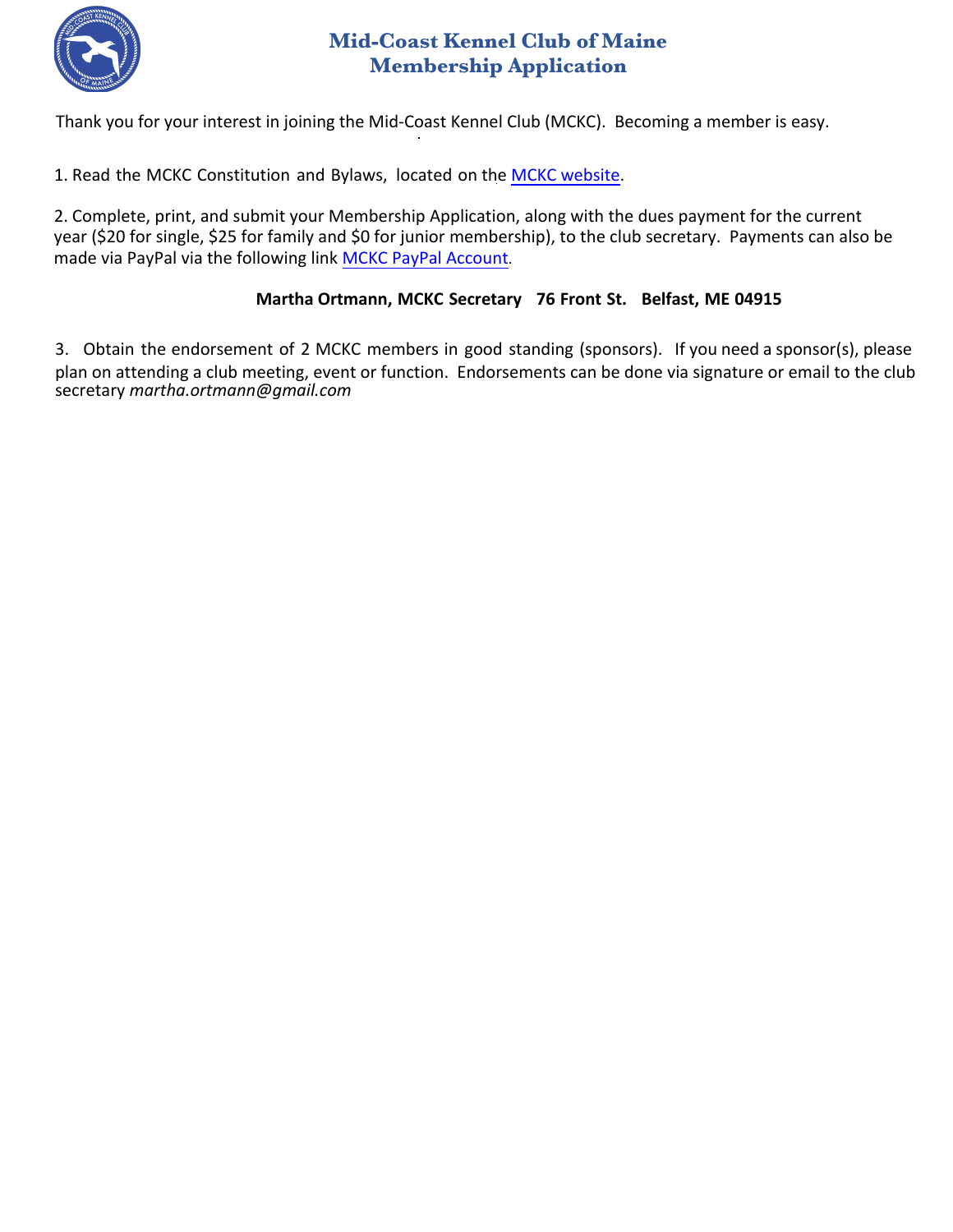# Mid-Coast Kennel Club of Maine
# Membership Application

Thank you for your interest in joining the Mid-Coast Kennel Club (MCKC). Becoming a member is easy.

1. Read the MCKC Constitution and Bylaws, located on the MCKC website.

2. Complete, print, and submit your Membership Application, along with the dues payment for the current year ($20 for single, $25 for family and $0 for junior membership), to the club secretary. Payments can also be made via PayPal via the following link MCKC PayPal Account.

**Martha Ortmann, MCKC Secretary 76 Front St. Belfast, ME 04915**

3. Obtain the endorsement of 2 MCKC members in good standing (sponsors). If you need a sponsor(s), please plan on attending a club meeting, event or function. Endorsements can be done via signature or email to the club secretary *martha.ortmann@gmail.com*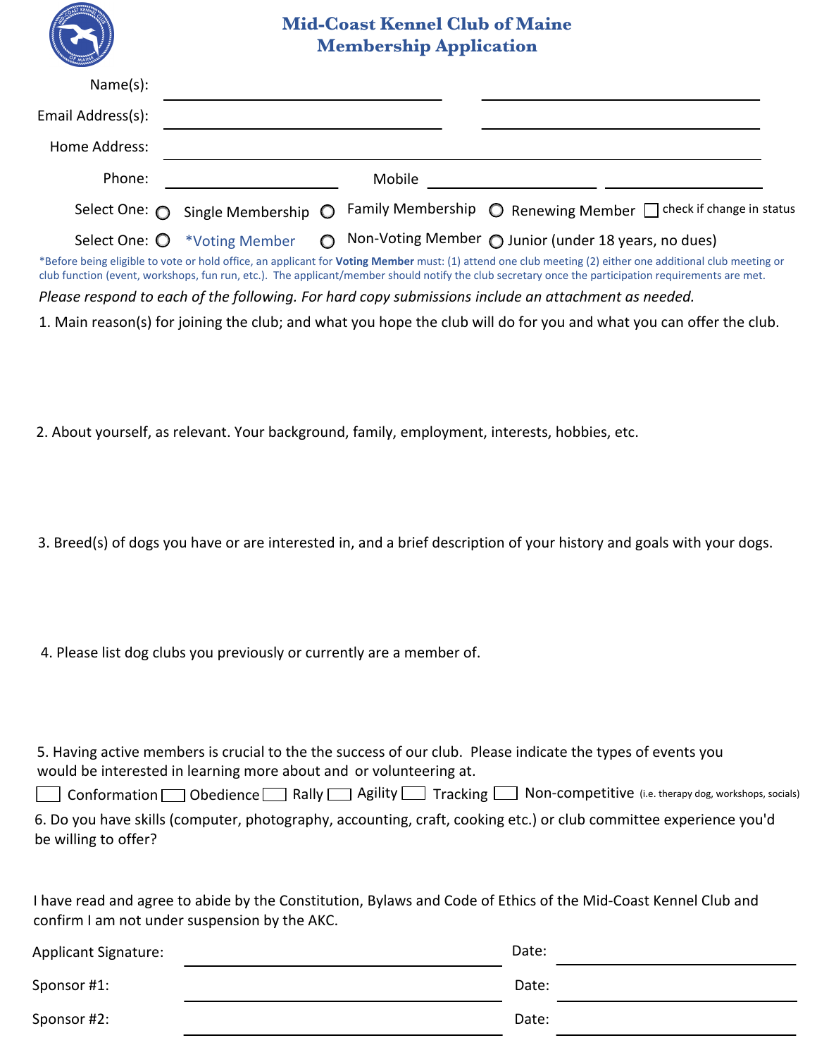# Mid-Coast Kennel Club of Maine
## Membership Application

Name(s): ______________________ ______________________

Email Address(s): ______________________ ______________________

Home Address: ____________________________________________

Phone: ______________ Mobile ______________ ______________

Select One: ○ Single Membership ○ Family Membership ○ Renewing Member ☐ check if change in status

Select One: ○ *Voting Member ○ Non-Voting Member ○ Junior (under 18 years, no dues)

*Before being eligible to vote or hold office, an applicant for **Voting Member** must: (1) attend one club meeting (2) either one additional club meeting or club function (event, workshops, fun run, etc.). The applicant/member should notify the club secretary once the participation requirements are met.

*Please respond to each of the following. For hard copy submissions include an attachment as needed.*

1. Main reason(s) for joining the club; and what you hope the club will do for you and what you can offer the club.

2. About yourself, as relevant. Your background, family, employment, interests, hobbies, etc.

3. Breed(s) of dogs you have or are interested in, and a brief description of your history and goals with your dogs.

4. Please list dog clubs you previously or currently are a member of.

5. Having active members is crucial to the the success of our club. Please indicate the types of events you would be interested in learning more about and or volunteering at.

☐ Conformation ☐ Obedience ☐ Rally ☐ Agility ☐ Tracking ☐ Non-competitive (i.e. therapy dog, workshops, socials)

6. Do you have skills (computer, photography, accounting, craft, cooking etc.) or club committee experience you'd be willing to offer?

I have read and agree to abide by the Constitution, Bylaws and Code of Ethics of the Mid-Coast Kennel Club and confirm I am not under suspension by the AKC.

Applicant Signature: ______________________ Date: ______________

Sponsor #1: ______________________ Date: ______________

Sponsor #2: ______________________ Date: ______________